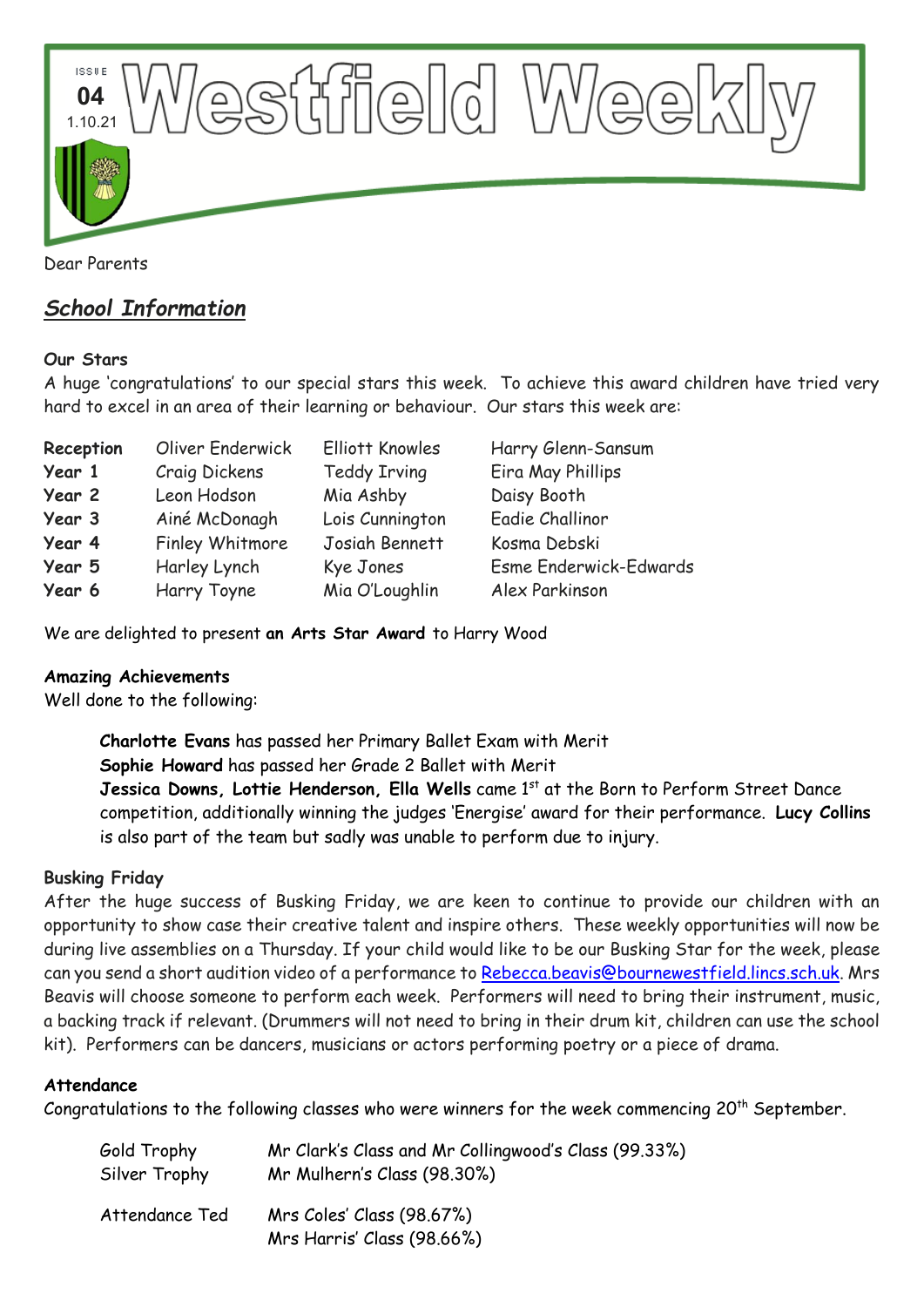# Westfield Weekly

ISSUE **04** 1.10.21

Dear Parents

## ***School Information***

**Our Stars**

A huge 'congratulations' to our special stars this week. To achieve this award children have tried very hard to excel in an area of their learning or behaviour. Our stars this week are:

| | | | |
|---|---|---|---|
| **Reception** | Oliver Enderwick | Elliott Knowles | Harry Glenn-Sansum |
| **Year 1** | Craig Dickens | Teddy Irving | Eira May Phillips |
| **Year 2** | Leon Hodson | Mia Ashby | Daisy Booth |
| **Year 3** | Ainé McDonagh | Lois Cunnington | Eadie Challinor |
| **Year 4** | Finley Whitmore | Josiah Bennett | Kosma Debski |
| **Year 5** | Harley Lynch | Kye Jones | Esme Enderwick-Edwards |
| **Year 6** | Harry Toyne | Mia O'Loughlin | Alex Parkinson |

We are delighted to present **an Arts Star Award** to Harry Wood

**Amazing Achievements**

Well done to the following:

**Charlotte Evans** has passed her Primary Ballet Exam with Merit
**Sophie Howard** has passed her Grade 2 Ballet with Merit
**Jessica Downs, Lottie Henderson, Ella Wells** came 1st at the Born to Perform Street Dance competition, additionally winning the judges 'Energise' award for their performance. **Lucy Collins** is also part of the team but sadly was unable to perform due to injury.

**Busking Friday**

After the huge success of Busking Friday, we are keen to continue to provide our children with an opportunity to show case their creative talent and inspire others. These weekly opportunities will now be during live assemblies on a Thursday. If your child would like to be our Busking Star for the week, please can you send a short audition video of a performance to Rebecca.beavis@bournewestfield.lincs.sch.uk. Mrs Beavis will choose someone to perform each week. Performers will need to bring their instrument, music, a backing track if relevant. (Drummers will not need to bring in their drum kit, children can use the school kit). Performers can be dancers, musicians or actors performing poetry or a piece of drama.

**Attendance**

Congratulations to the following classes who were winners for the week commencing 20th September.

| | |
|---|---|
| Gold Trophy | Mr Clark's Class and Mr Collingwood's Class (99.33%) |
| Silver Trophy | Mr Mulhern's Class (98.30%) |
| Attendance Ted | Mrs Coles' Class (98.67%) |
| | Mrs Harris' Class (98.66%) |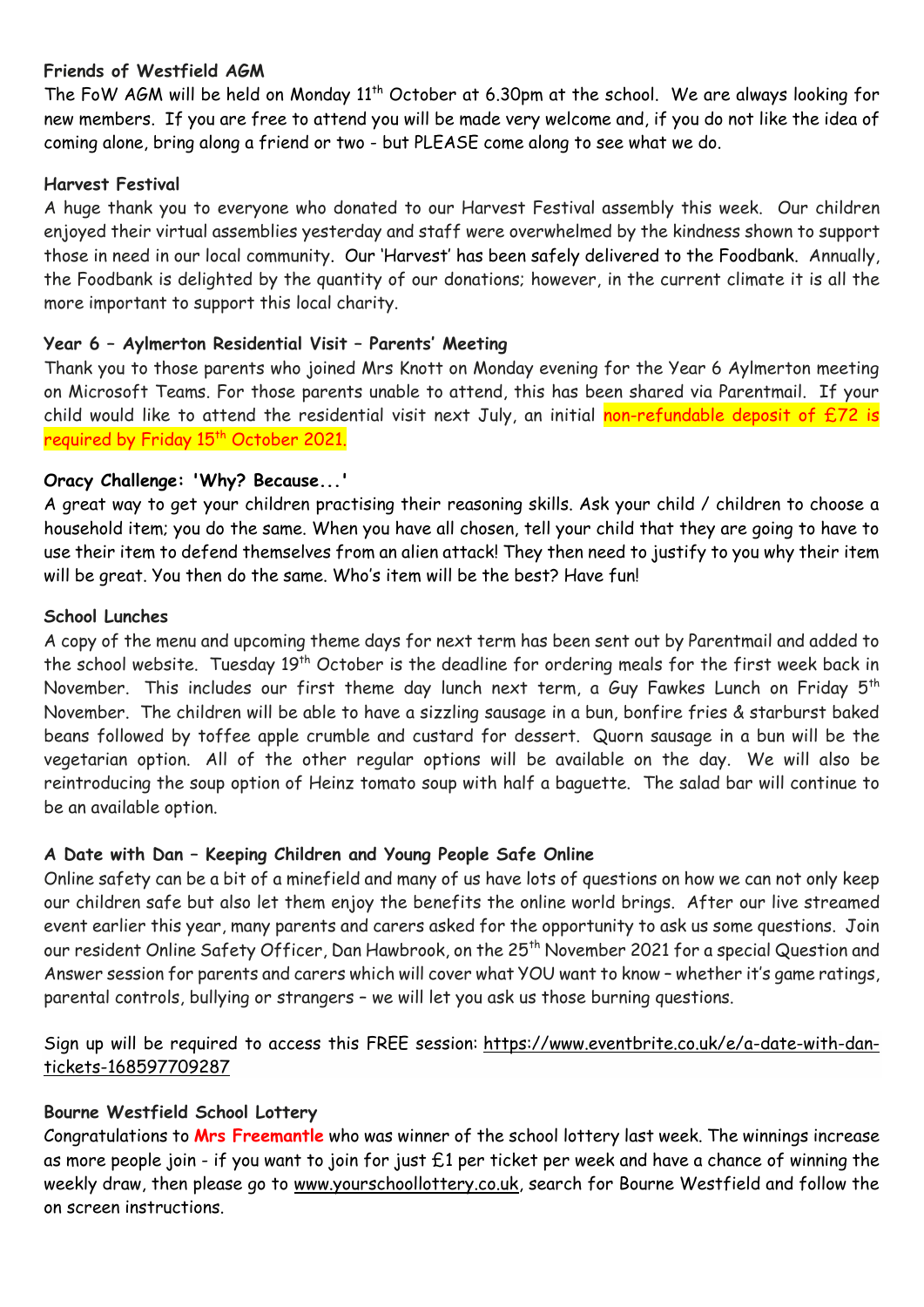**Friends of Westfield AGM**

The FoW AGM will be held on Monday 11th October at 6.30pm at the school. We are always looking for new members. If you are free to attend you will be made very welcome and, if you do not like the idea of coming alone, bring along a friend or two - but PLEASE come along to see what we do.

**Harvest Festival**

A huge thank you to everyone who donated to our Harvest Festival assembly this week. Our children enjoyed their virtual assemblies yesterday and staff were overwhelmed by the kindness shown to support those in need in our local community. Our 'Harvest' has been safely delivered to the Foodbank. Annually, the Foodbank is delighted by the quantity of our donations; however, in the current climate it is all the more important to support this local charity.

**Year 6 – Aylmerton Residential Visit – Parents' Meeting**

Thank you to those parents who joined Mrs Knott on Monday evening for the Year 6 Aylmerton meeting on Microsoft Teams. For those parents unable to attend, this has been shared via Parentmail. If your child would like to attend the residential visit next July, an initial non-refundable deposit of £72 is required by Friday 15th October 2021.

**Oracy Challenge: 'Why? Because...'**

A great way to get your children practising their reasoning skills. Ask your child / children to choose a household item; you do the same. When you have all chosen, tell your child that they are going to have to use their item to defend themselves from an alien attack! They then need to justify to you why their item will be great. You then do the same. Who's item will be the best? Have fun!

**School Lunches**

A copy of the menu and upcoming theme days for next term has been sent out by Parentmail and added to the school website. Tuesday 19th October is the deadline for ordering meals for the first week back in November. This includes our first theme day lunch next term, a Guy Fawkes Lunch on Friday 5th November. The children will be able to have a sizzling sausage in a bun, bonfire fries & starburst baked beans followed by toffee apple crumble and custard for dessert. Quorn sausage in a bun will be the vegetarian option. All of the other regular options will be available on the day. We will also be reintroducing the soup option of Heinz tomato soup with half a baguette. The salad bar will continue to be an available option.

**A Date with Dan – Keeping Children and Young People Safe Online**

Online safety can be a bit of a minefield and many of us have lots of questions on how we can not only keep our children safe but also let them enjoy the benefits the online world brings. After our live streamed event earlier this year, many parents and carers asked for the opportunity to ask us some questions. Join our resident Online Safety Officer, Dan Hawbrook, on the 25th November 2021 for a special Question and Answer session for parents and carers which will cover what YOU want to know – whether it's game ratings, parental controls, bullying or strangers – we will let you ask us those burning questions.

Sign up will be required to access this FREE session: https://www.eventbrite.co.uk/e/a-date-with-dan-tickets-168597709287

**Bourne Westfield School Lottery**

Congratulations to **Mrs Freemantle** who was winner of the school lottery last week. The winnings increase as more people join - if you want to join for just £1 per ticket per week and have a chance of winning the weekly draw, then please go to www.yourschoollottery.co.uk, search for Bourne Westfield and follow the on screen instructions.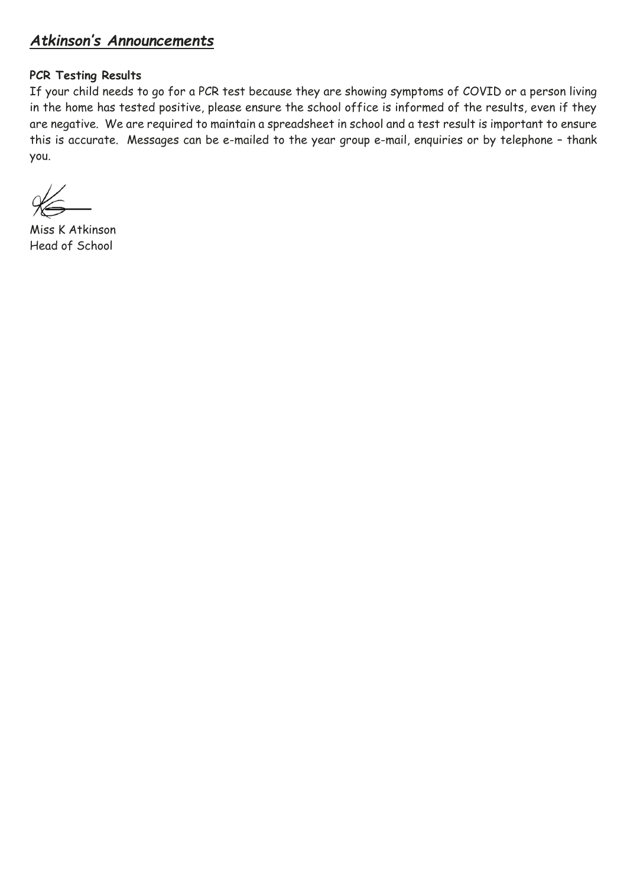## *Atkinson's Announcements*

**PCR Testing Results**

If your child needs to go for a PCR test because they are showing symptoms of COVID or a person living in the home has tested positive, please ensure the school office is informed of the results, even if they are negative. We are required to maintain a spreadsheet in school and a test result is important to ensure this is accurate. Messages can be e-mailed to the year group e-mail, enquiries or by telephone – thank you.

Miss K Atkinson
Head of School